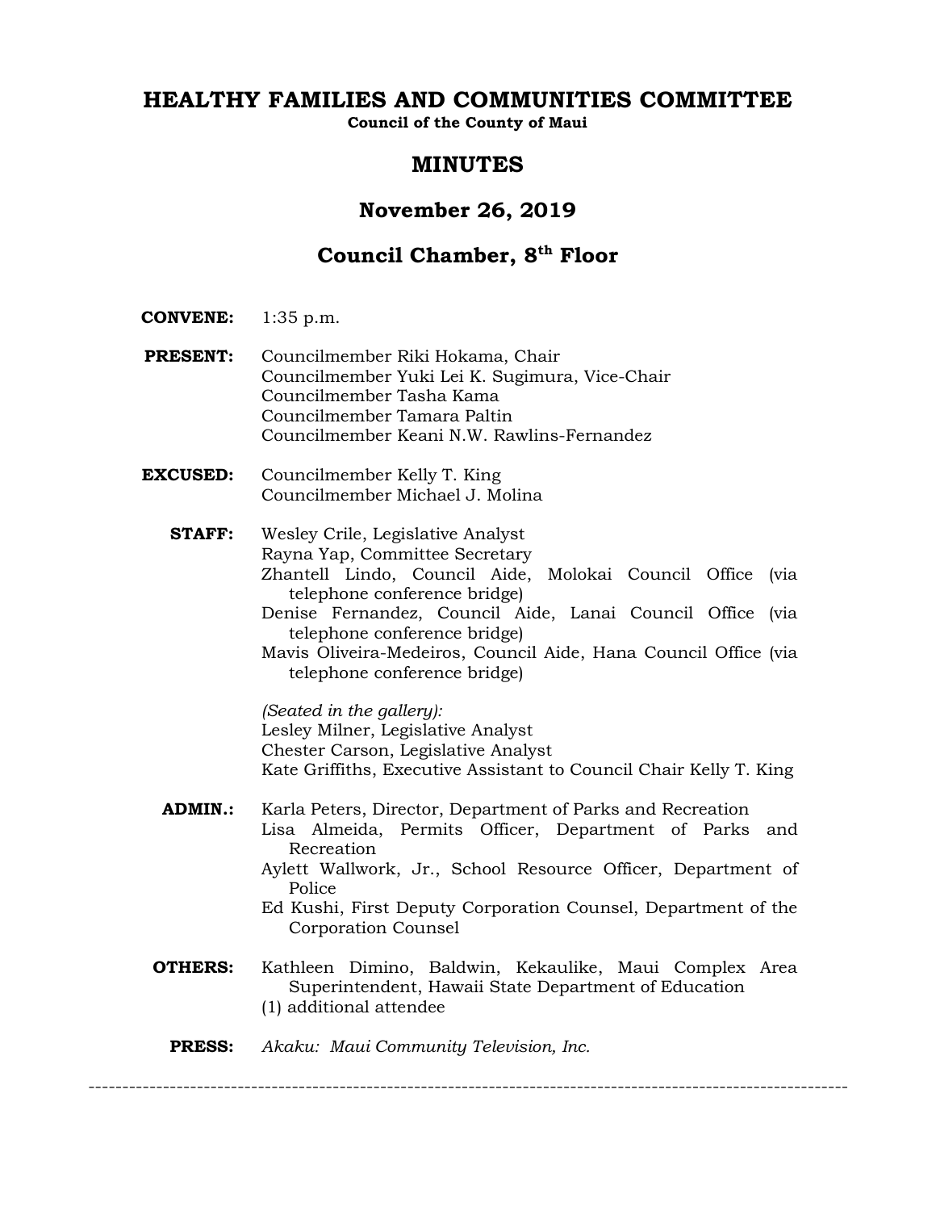# HEALTHY FAMILIES AND COMMUNITIES COMMITTEE

**Council of the County of Maui**

## MINUTES

## November 26, 2019

## Council Chamber, 8th Floor

**CONVENE:** 1:35 p.m.

**PRESENT:** Councilmember Riki Hokama, Chair
Councilmember Yuki Lei K. Sugimura, Vice-Chair
Councilmember Tasha Kama
Councilmember Tamara Paltin
Councilmember Keani N.W. Rawlins-Fernandez

**EXCUSED:** Councilmember Kelly T. King
Councilmember Michael J. Molina

**STAFF:** Wesley Crile, Legislative Analyst
Rayna Yap, Committee Secretary
Zhantell Lindo, Council Aide, Molokai Council Office (via telephone conference bridge)
Denise Fernandez, Council Aide, Lanai Council Office (via telephone conference bridge)
Mavis Oliveira-Medeiros, Council Aide, Hana Council Office (via telephone conference bridge)

*(Seated in the gallery):*
Lesley Milner, Legislative Analyst
Chester Carson, Legislative Analyst
Kate Griffiths, Executive Assistant to Council Chair Kelly T. King

**ADMIN.:** Karla Peters, Director, Department of Parks and Recreation
Lisa Almeida, Permits Officer, Department of Parks and Recreation
Aylett Wallwork, Jr., School Resource Officer, Department of Police
Ed Kushi, First Deputy Corporation Counsel, Department of the Corporation Counsel

**OTHERS:** Kathleen Dimino, Baldwin, Kekaulike, Maui Complex Area Superintendent, Hawaii State Department of Education
(1) additional attendee

**PRESS:** *Akaku: Maui Community Television, Inc.*

---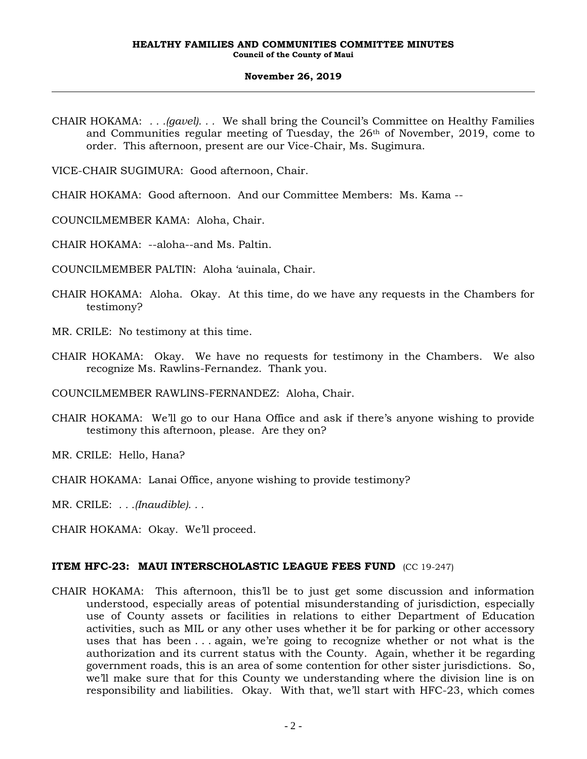CHAIR HOKAMA: *. . .(gavel). . .* We shall bring the Council's Committee on Healthy Families and Communities regular meeting of Tuesday, the 26th of November, 2019, come to order. This afternoon, present are our Vice-Chair, Ms. Sugimura.

VICE-CHAIR SUGIMURA: Good afternoon, Chair.

CHAIR HOKAMA: Good afternoon. And our Committee Members: Ms. Kama --

COUNCILMEMBER KAMA: Aloha, Chair.

CHAIR HOKAMA: --aloha--and Ms. Paltin.

COUNCILMEMBER PALTIN: Aloha ʻauinala, Chair.

CHAIR HOKAMA: Aloha. Okay. At this time, do we have any requests in the Chambers for testimony?

MR. CRILE: No testimony at this time.

CHAIR HOKAMA: Okay. We have no requests for testimony in the Chambers. We also recognize Ms. Rawlins-Fernandez. Thank you.

COUNCILMEMBER RAWLINS-FERNANDEZ: Aloha, Chair.

CHAIR HOKAMA: We'll go to our Hana Office and ask if there's anyone wishing to provide testimony this afternoon, please. Are they on?

MR. CRILE: Hello, Hana?

CHAIR HOKAMA: Lanai Office, anyone wishing to provide testimony?

MR. CRILE: *. . .(Inaudible). . .*

CHAIR HOKAMA: Okay. We'll proceed.

**ITEM HFC-23: MAUI INTERSCHOLASTIC LEAGUE FEES FUND** (CC 19-247)

CHAIR HOKAMA: This afternoon, this'll be to just get some discussion and information understood, especially areas of potential misunderstanding of jurisdiction, especially use of County assets or facilities in relations to either Department of Education activities, such as MIL or any other uses whether it be for parking or other accessory uses that has been . . . again, we're going to recognize whether or not what is the authorization and its current status with the County. Again, whether it be regarding government roads, this is an area of some contention for other sister jurisdictions. So, we'll make sure that for this County we understanding where the division line is on responsibility and liabilities. Okay. With that, we'll start with HFC-23, which comes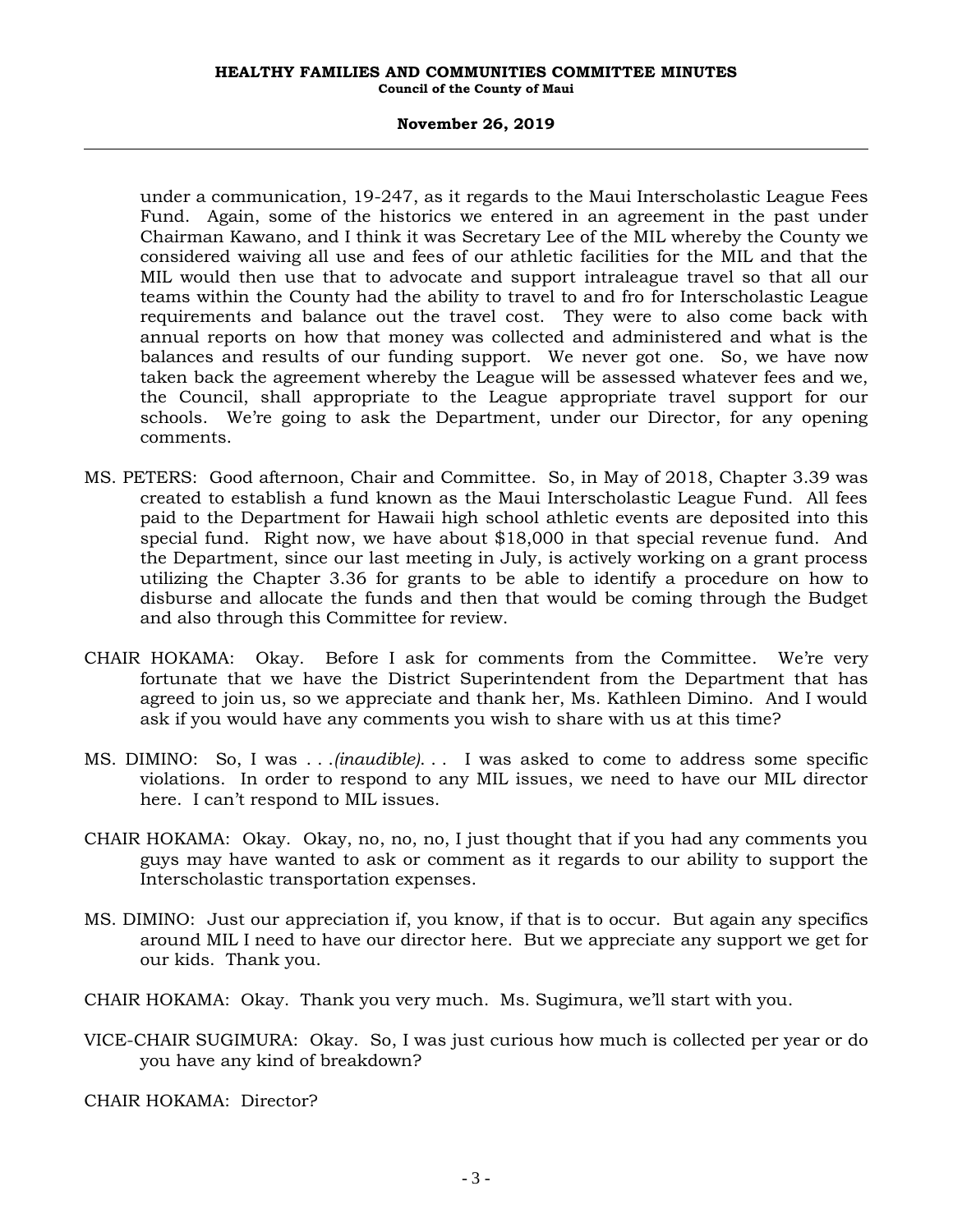under a communication, 19-247, as it regards to the Maui Interscholastic League Fees Fund. Again, some of the historics we entered in an agreement in the past under Chairman Kawano, and I think it was Secretary Lee of the MIL whereby the County we considered waiving all use and fees of our athletic facilities for the MIL and that the MIL would then use that to advocate and support intraleague travel so that all our teams within the County had the ability to travel to and fro for Interscholastic League requirements and balance out the travel cost. They were to also come back with annual reports on how that money was collected and administered and what is the balances and results of our funding support. We never got one. So, we have now taken back the agreement whereby the League will be assessed whatever fees and we, the Council, shall appropriate to the League appropriate travel support for our schools. We're going to ask the Department, under our Director, for any opening comments.

MS. PETERS: Good afternoon, Chair and Committee. So, in May of 2018, Chapter 3.39 was created to establish a fund known as the Maui Interscholastic League Fund. All fees paid to the Department for Hawaii high school athletic events are deposited into this special fund. Right now, we have about $18,000 in that special revenue fund. And the Department, since our last meeting in July, is actively working on a grant process utilizing the Chapter 3.36 for grants to be able to identify a procedure on how to disburse and allocate the funds and then that would be coming through the Budget and also through this Committee for review.

CHAIR HOKAMA: Okay. Before I ask for comments from the Committee. We're very fortunate that we have the District Superintendent from the Department that has agreed to join us, so we appreciate and thank her, Ms. Kathleen Dimino. And I would ask if you would have any comments you wish to share with us at this time?

MS. DIMINO: So, I was . . .*(inaudible)*. . . I was asked to come to address some specific violations. In order to respond to any MIL issues, we need to have our MIL director here. I can't respond to MIL issues.

CHAIR HOKAMA: Okay. Okay, no, no, no, I just thought that if you had any comments you guys may have wanted to ask or comment as it regards to our ability to support the Interscholastic transportation expenses.

MS. DIMINO: Just our appreciation if, you know, if that is to occur. But again any specifics around MIL I need to have our director here. But we appreciate any support we get for our kids. Thank you.

CHAIR HOKAMA: Okay. Thank you very much. Ms. Sugimura, we'll start with you.

VICE-CHAIR SUGIMURA: Okay. So, I was just curious how much is collected per year or do you have any kind of breakdown?

CHAIR HOKAMA: Director?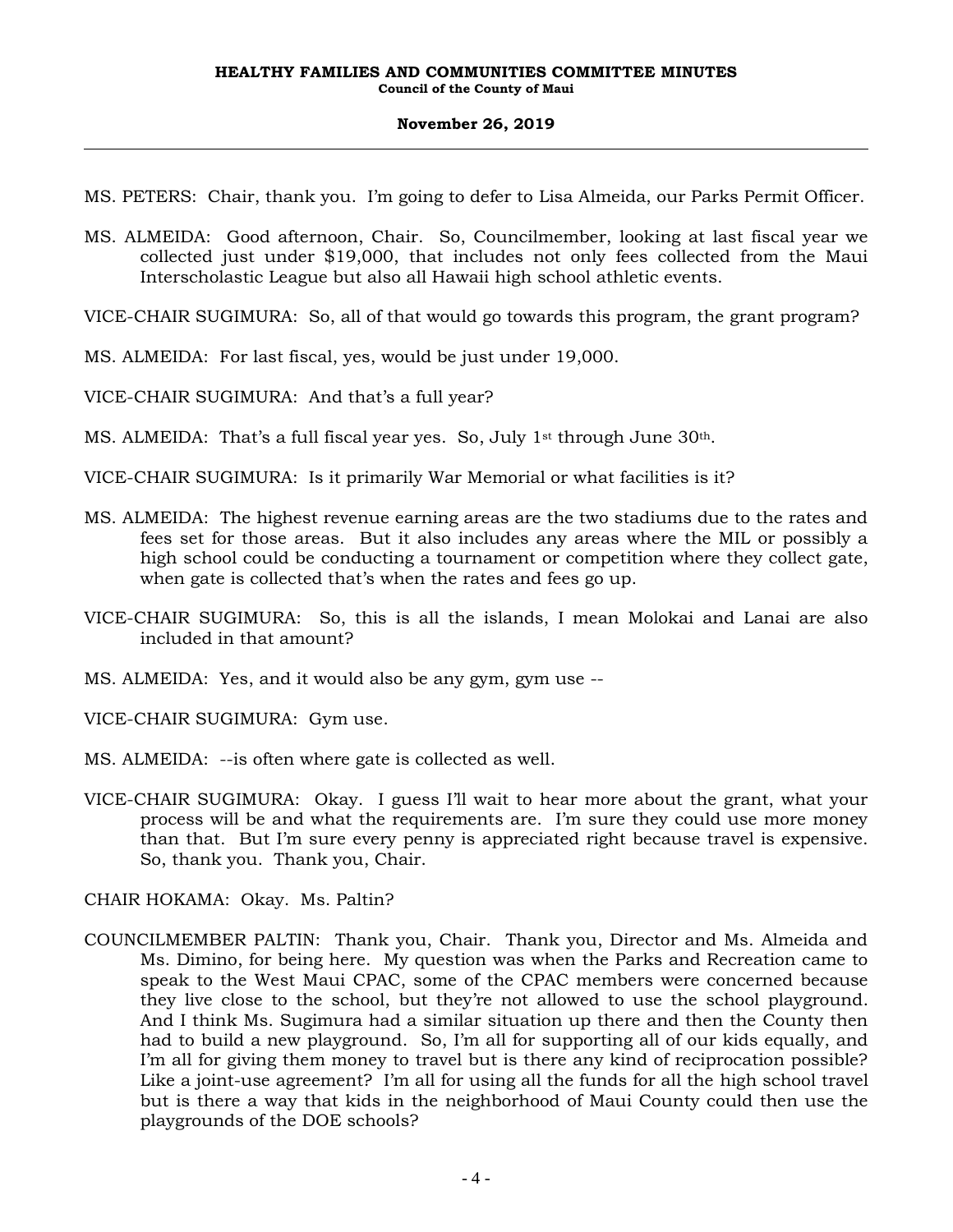MS. PETERS: Chair, thank you. I'm going to defer to Lisa Almeida, our Parks Permit Officer.

MS. ALMEIDA: Good afternoon, Chair. So, Councilmember, looking at last fiscal year we collected just under $19,000, that includes not only fees collected from the Maui Interscholastic League but also all Hawaii high school athletic events.

VICE-CHAIR SUGIMURA: So, all of that would go towards this program, the grant program?

MS. ALMEIDA: For last fiscal, yes, would be just under 19,000.

VICE-CHAIR SUGIMURA: And that's a full year?

MS. ALMEIDA: That's a full fiscal year yes. So, July 1st through June 30th.

VICE-CHAIR SUGIMURA: Is it primarily War Memorial or what facilities is it?

MS. ALMEIDA: The highest revenue earning areas are the two stadiums due to the rates and fees set for those areas. But it also includes any areas where the MIL or possibly a high school could be conducting a tournament or competition where they collect gate, when gate is collected that's when the rates and fees go up.

VICE-CHAIR SUGIMURA: So, this is all the islands, I mean Molokai and Lanai are also included in that amount?

MS. ALMEIDA: Yes, and it would also be any gym, gym use --

VICE-CHAIR SUGIMURA: Gym use.

MS. ALMEIDA: --is often where gate is collected as well.

VICE-CHAIR SUGIMURA: Okay. I guess I'll wait to hear more about the grant, what your process will be and what the requirements are. I'm sure they could use more money than that. But I'm sure every penny is appreciated right because travel is expensive. So, thank you. Thank you, Chair.

CHAIR HOKAMA: Okay. Ms. Paltin?

COUNCILMEMBER PALTIN: Thank you, Chair. Thank you, Director and Ms. Almeida and Ms. Dimino, for being here. My question was when the Parks and Recreation came to speak to the West Maui CPAC, some of the CPAC members were concerned because they live close to the school, but they're not allowed to use the school playground. And I think Ms. Sugimura had a similar situation up there and then the County then had to build a new playground. So, I'm all for supporting all of our kids equally, and I'm all for giving them money to travel but is there any kind of reciprocation possible? Like a joint-use agreement? I'm all for using all the funds for all the high school travel but is there a way that kids in the neighborhood of Maui County could then use the playgrounds of the DOE schools?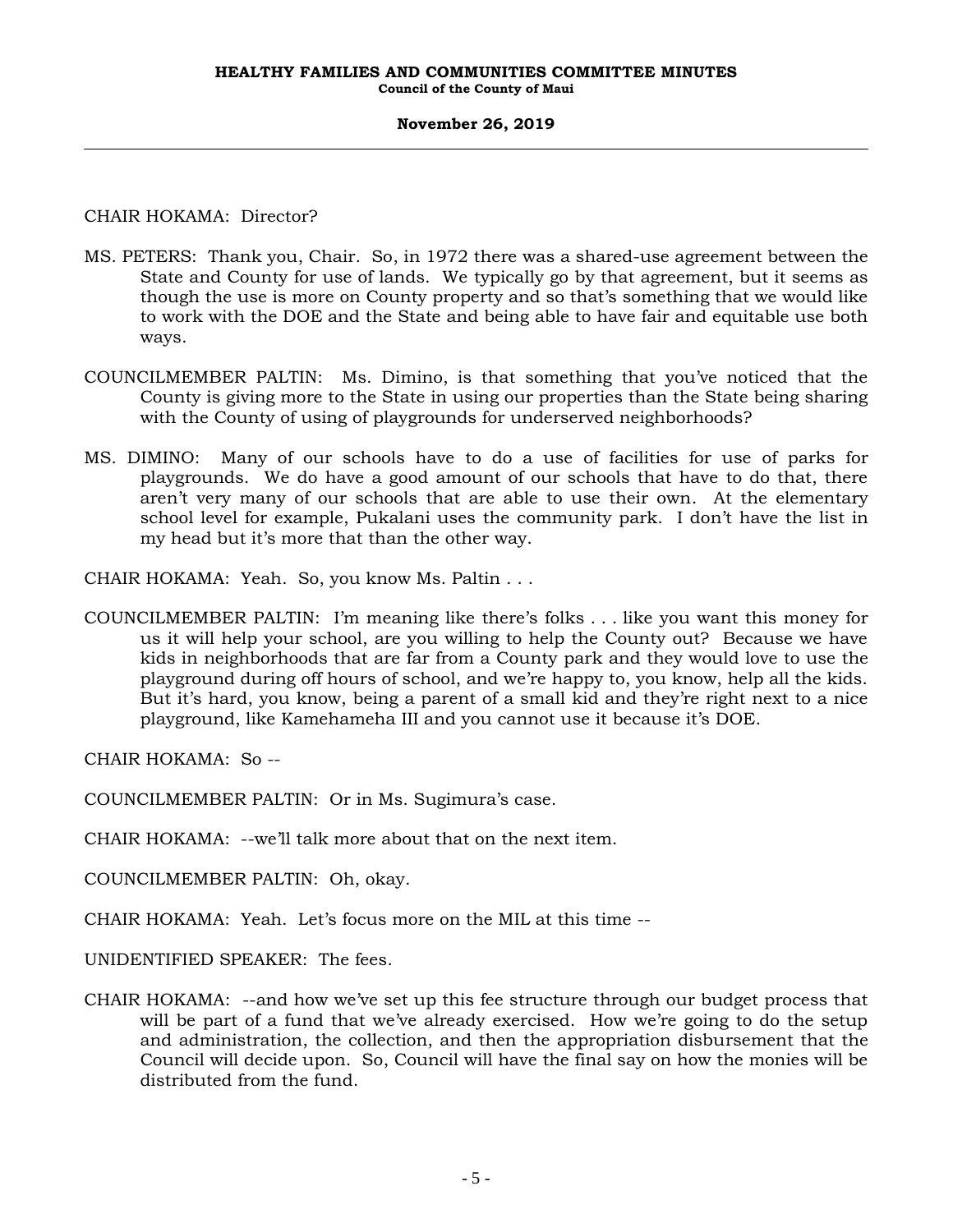CHAIR HOKAMA: Director?

MS. PETERS: Thank you, Chair. So, in 1972 there was a shared-use agreement between the State and County for use of lands. We typically go by that agreement, but it seems as though the use is more on County property and so that's something that we would like to work with the DOE and the State and being able to have fair and equitable use both ways.

COUNCILMEMBER PALTIN: Ms. Dimino, is that something that you've noticed that the County is giving more to the State in using our properties than the State being sharing with the County of using of playgrounds for underserved neighborhoods?

MS. DIMINO: Many of our schools have to do a use of facilities for use of parks for playgrounds. We do have a good amount of our schools that have to do that, there aren't very many of our schools that are able to use their own. At the elementary school level for example, Pukalani uses the community park. I don't have the list in my head but it's more that than the other way.

CHAIR HOKAMA: Yeah. So, you know Ms. Paltin . . .

COUNCILMEMBER PALTIN: I'm meaning like there's folks . . . like you want this money for us it will help your school, are you willing to help the County out? Because we have kids in neighborhoods that are far from a County park and they would love to use the playground during off hours of school, and we're happy to, you know, help all the kids. But it's hard, you know, being a parent of a small kid and they're right next to a nice playground, like Kamehameha III and you cannot use it because it's DOE.

CHAIR HOKAMA: So --

COUNCILMEMBER PALTIN: Or in Ms. Sugimura's case.

CHAIR HOKAMA: --we'll talk more about that on the next item.

COUNCILMEMBER PALTIN: Oh, okay.

CHAIR HOKAMA: Yeah. Let's focus more on the MIL at this time --

UNIDENTIFIED SPEAKER: The fees.

CHAIR HOKAMA: --and how we've set up this fee structure through our budget process that will be part of a fund that we've already exercised. How we're going to do the setup and administration, the collection, and then the appropriation disbursement that the Council will decide upon. So, Council will have the final say on how the monies will be distributed from the fund.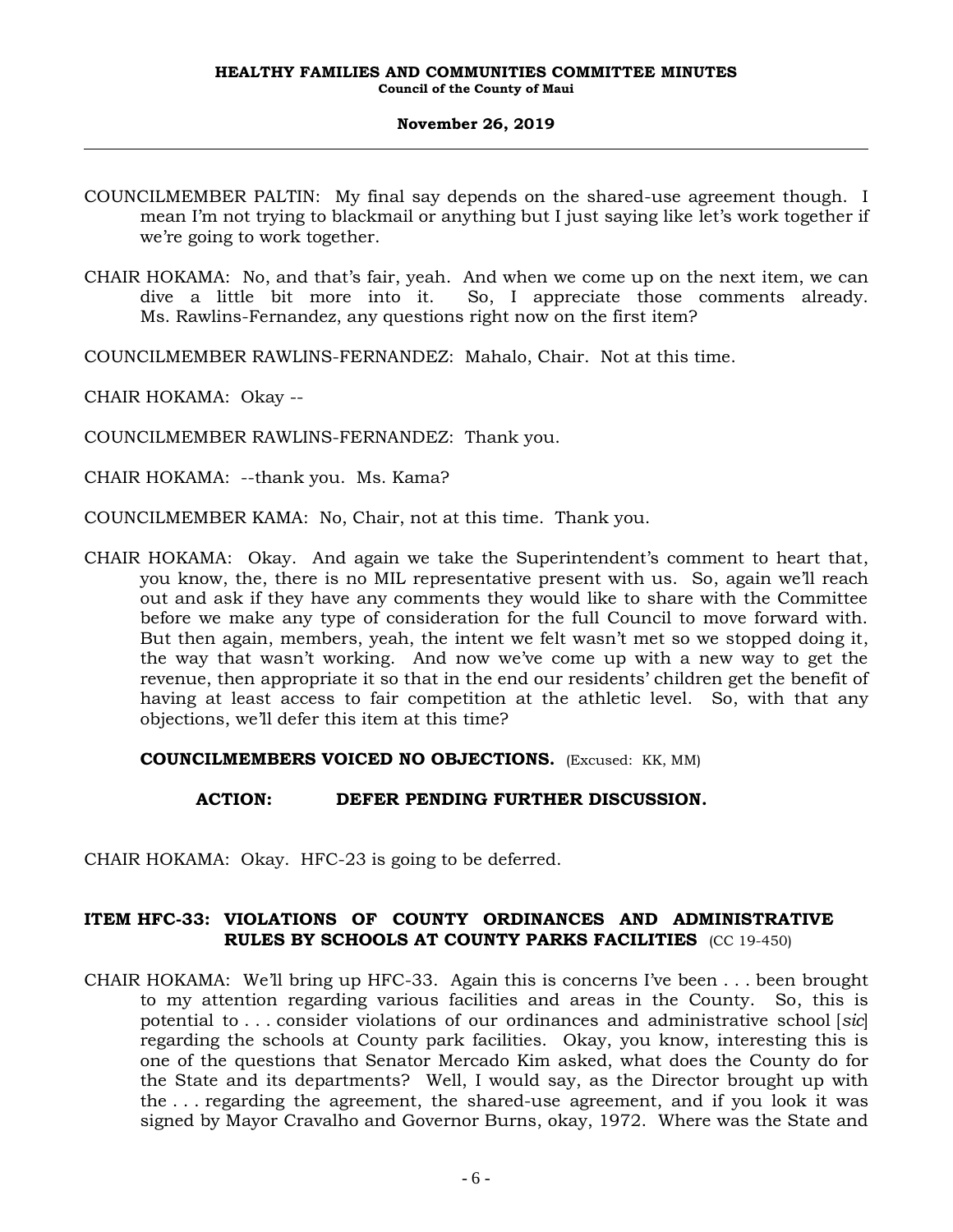COUNCILMEMBER PALTIN: My final say depends on the shared-use agreement though. I mean I'm not trying to blackmail or anything but I just saying like let's work together if we're going to work together.

CHAIR HOKAMA: No, and that's fair, yeah. And when we come up on the next item, we can dive a little bit more into it. So, I appreciate those comments already. Ms. Rawlins-Fernandez, any questions right now on the first item?

COUNCILMEMBER RAWLINS-FERNANDEZ: Mahalo, Chair. Not at this time.

CHAIR HOKAMA: Okay --

COUNCILMEMBER RAWLINS-FERNANDEZ: Thank you.

CHAIR HOKAMA: --thank you. Ms. Kama?

COUNCILMEMBER KAMA: No, Chair, not at this time. Thank you.

CHAIR HOKAMA: Okay. And again we take the Superintendent's comment to heart that, you know, the, there is no MIL representative present with us. So, again we'll reach out and ask if they have any comments they would like to share with the Committee before we make any type of consideration for the full Council to move forward with. But then again, members, yeah, the intent we felt wasn't met so we stopped doing it, the way that wasn't working. And now we've come up with a new way to get the revenue, then appropriate it so that in the end our residents' children get the benefit of having at least access to fair competition at the athletic level. So, with that any objections, we'll defer this item at this time?

**COUNCILMEMBERS VOICED NO OBJECTIONS.** (Excused: KK, MM)

**ACTION: DEFER PENDING FURTHER DISCUSSION.**

CHAIR HOKAMA: Okay. HFC-23 is going to be deferred.

## ITEM HFC-33: VIOLATIONS OF COUNTY ORDINANCES AND ADMINISTRATIVE RULES BY SCHOOLS AT COUNTY PARKS FACILITIES (CC 19-450)

CHAIR HOKAMA: We'll bring up HFC-33. Again this is concerns I've been . . . been brought to my attention regarding various facilities and areas in the County. So, this is potential to . . . consider violations of our ordinances and administrative school [*sic*] regarding the schools at County park facilities. Okay, you know, interesting this is one of the questions that Senator Mercado Kim asked, what does the County do for the State and its departments? Well, I would say, as the Director brought up with the . . . regarding the agreement, the shared-use agreement, and if you look it was signed by Mayor Cravalho and Governor Burns, okay, 1972. Where was the State and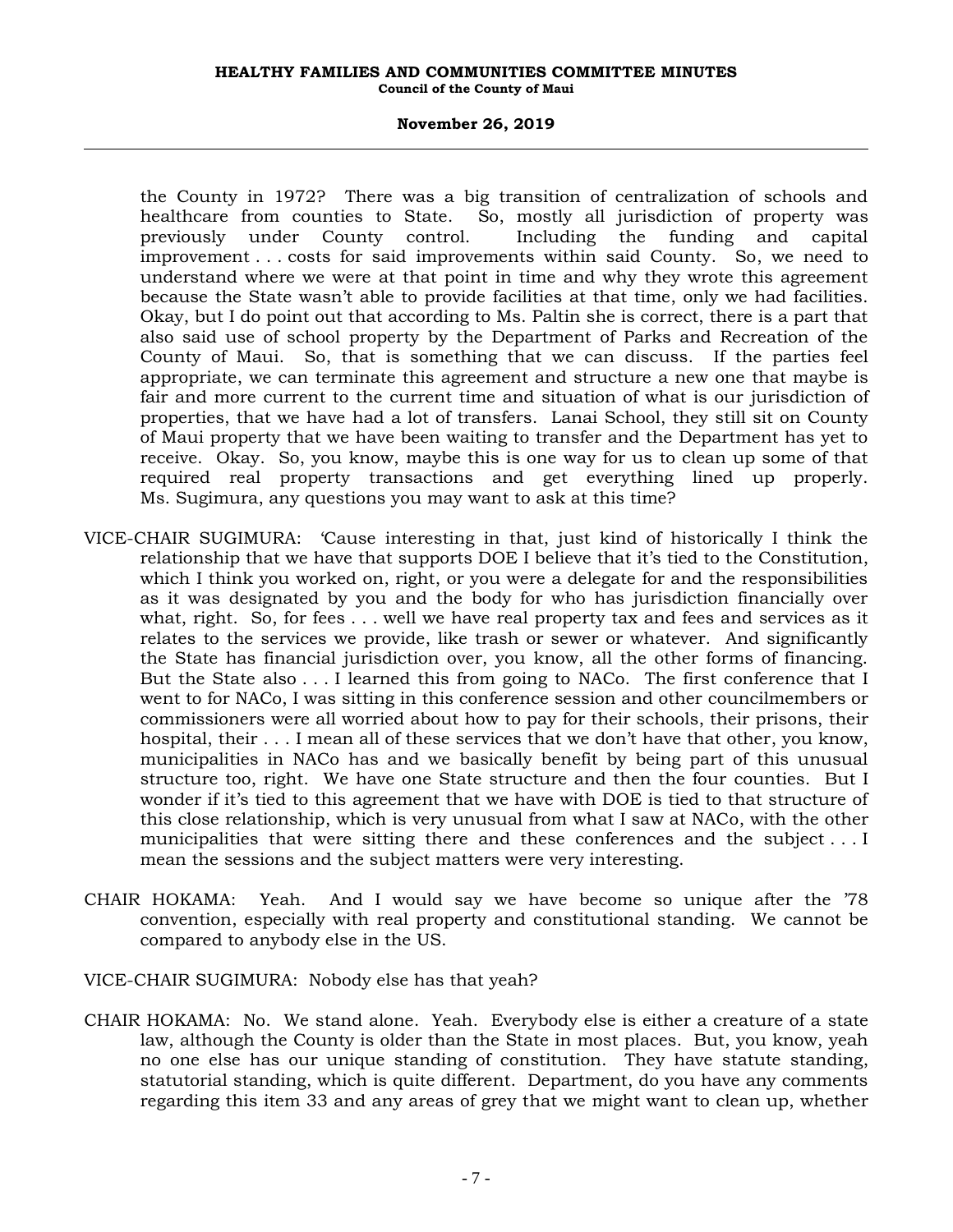the County in 1972? There was a big transition of centralization of schools and healthcare from counties to State. So, mostly all jurisdiction of property was previously under County control. Including the funding and capital improvement . . . costs for said improvements within said County. So, we need to understand where we were at that point in time and why they wrote this agreement because the State wasn't able to provide facilities at that time, only we had facilities. Okay, but I do point out that according to Ms. Paltin she is correct, there is a part that also said use of school property by the Department of Parks and Recreation of the County of Maui. So, that is something that we can discuss. If the parties feel appropriate, we can terminate this agreement and structure a new one that maybe is fair and more current to the current time and situation of what is our jurisdiction of properties, that we have had a lot of transfers. Lanai School, they still sit on County of Maui property that we have been waiting to transfer and the Department has yet to receive. Okay. So, you know, maybe this is one way for us to clean up some of that required real property transactions and get everything lined up properly. Ms. Sugimura, any questions you may want to ask at this time?

VICE-CHAIR SUGIMURA: 'Cause interesting in that, just kind of historically I think the relationship that we have that supports DOE I believe that it's tied to the Constitution, which I think you worked on, right, or you were a delegate for and the responsibilities as it was designated by you and the body for who has jurisdiction financially over what, right. So, for fees . . . well we have real property tax and fees and services as it relates to the services we provide, like trash or sewer or whatever. And significantly the State has financial jurisdiction over, you know, all the other forms of financing. But the State also . . . I learned this from going to NACo. The first conference that I went to for NACo, I was sitting in this conference session and other councilmembers or commissioners were all worried about how to pay for their schools, their prisons, their hospital, their . . . I mean all of these services that we don't have that other, you know, municipalities in NACo has and we basically benefit by being part of this unusual structure too, right. We have one State structure and then the four counties. But I wonder if it's tied to this agreement that we have with DOE is tied to that structure of this close relationship, which is very unusual from what I saw at NACo, with the other municipalities that were sitting there and these conferences and the subject . . . I mean the sessions and the subject matters were very interesting.

CHAIR HOKAMA: Yeah. And I would say we have become so unique after the '78 convention, especially with real property and constitutional standing. We cannot be compared to anybody else in the US.

VICE-CHAIR SUGIMURA: Nobody else has that yeah?

CHAIR HOKAMA: No. We stand alone. Yeah. Everybody else is either a creature of a state law, although the County is older than the State in most places. But, you know, yeah no one else has our unique standing of constitution. They have statute standing, statutorial standing, which is quite different. Department, do you have any comments regarding this item 33 and any areas of grey that we might want to clean up, whether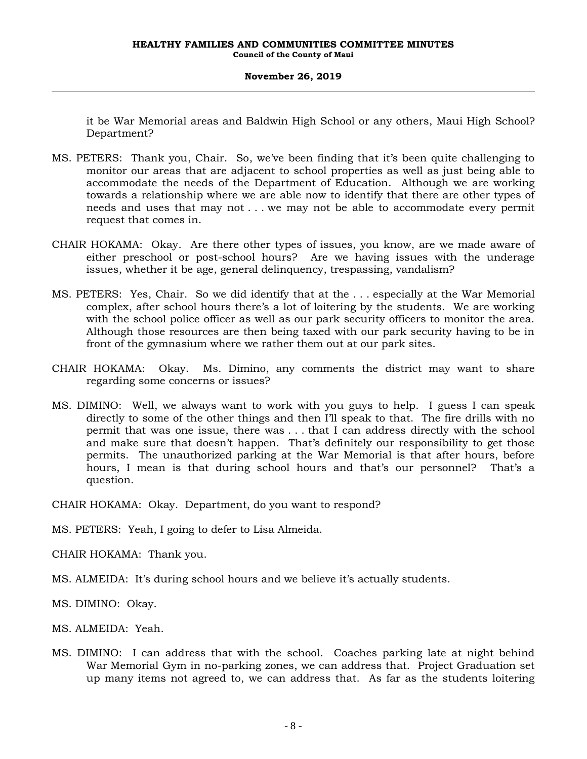it be War Memorial areas and Baldwin High School or any others, Maui High School? Department?

MS. PETERS: Thank you, Chair. So, we've been finding that it's been quite challenging to monitor our areas that are adjacent to school properties as well as just being able to accommodate the needs of the Department of Education. Although we are working towards a relationship where we are able now to identify that there are other types of needs and uses that may not . . . we may not be able to accommodate every permit request that comes in.

CHAIR HOKAMA: Okay. Are there other types of issues, you know, are we made aware of either preschool or post-school hours? Are we having issues with the underage issues, whether it be age, general delinquency, trespassing, vandalism?

MS. PETERS: Yes, Chair. So we did identify that at the . . . especially at the War Memorial complex, after school hours there's a lot of loitering by the students. We are working with the school police officer as well as our park security officers to monitor the area. Although those resources are then being taxed with our park security having to be in front of the gymnasium where we rather them out at our park sites.

CHAIR HOKAMA: Okay. Ms. Dimino, any comments the district may want to share regarding some concerns or issues?

MS. DIMINO: Well, we always want to work with you guys to help. I guess I can speak directly to some of the other things and then I'll speak to that. The fire drills with no permit that was one issue, there was . . . that I can address directly with the school and make sure that doesn't happen. That's definitely our responsibility to get those permits. The unauthorized parking at the War Memorial is that after hours, before hours, I mean is that during school hours and that's our personnel? That's a question.

CHAIR HOKAMA: Okay. Department, do you want to respond?

MS. PETERS: Yeah, I going to defer to Lisa Almeida.

CHAIR HOKAMA: Thank you.

MS. ALMEIDA: It's during school hours and we believe it's actually students.

MS. DIMINO: Okay.

MS. ALMEIDA: Yeah.

MS. DIMINO: I can address that with the school. Coaches parking late at night behind War Memorial Gym in no-parking zones, we can address that. Project Graduation set up many items not agreed to, we can address that. As far as the students loitering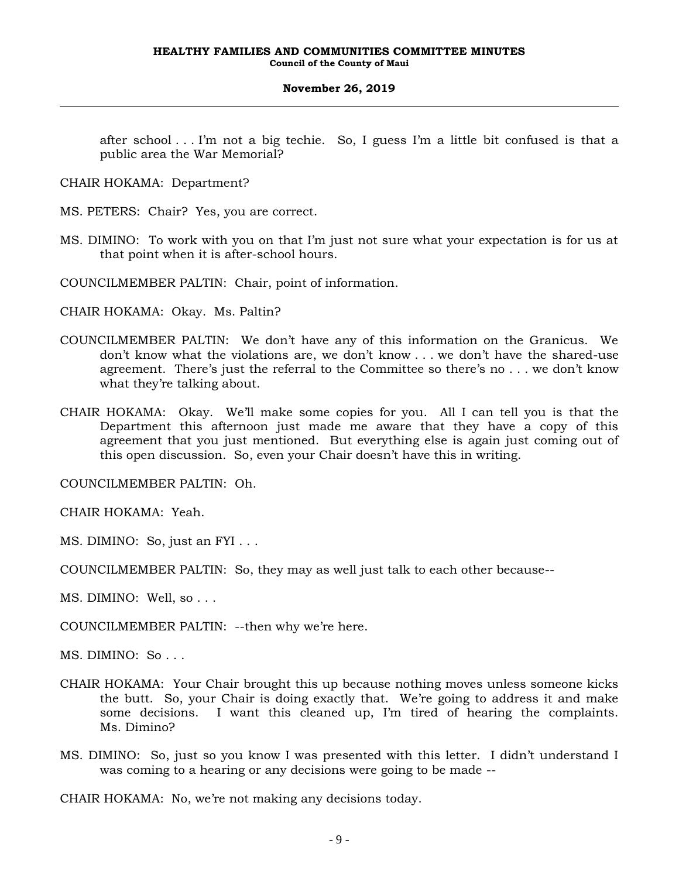after school . . . I'm not a big techie. So, I guess I'm a little bit confused is that a public area the War Memorial?

CHAIR HOKAMA: Department?

MS. PETERS: Chair? Yes, you are correct.

MS. DIMINO: To work with you on that I'm just not sure what your expectation is for us at that point when it is after-school hours.

COUNCILMEMBER PALTIN: Chair, point of information.

CHAIR HOKAMA: Okay. Ms. Paltin?

COUNCILMEMBER PALTIN: We don't have any of this information on the Granicus. We don't know what the violations are, we don't know . . . we don't have the shared-use agreement. There's just the referral to the Committee so there's no . . . we don't know what they're talking about.

CHAIR HOKAMA: Okay. We'll make some copies for you. All I can tell you is that the Department this afternoon just made me aware that they have a copy of this agreement that you just mentioned. But everything else is again just coming out of this open discussion. So, even your Chair doesn't have this in writing.

COUNCILMEMBER PALTIN: Oh.

CHAIR HOKAMA: Yeah.

MS. DIMINO: So, just an FYI . . .

COUNCILMEMBER PALTIN: So, they may as well just talk to each other because--

MS. DIMINO: Well, so . . .

COUNCILMEMBER PALTIN: --then why we're here.

MS. DIMINO: So . . .

CHAIR HOKAMA: Your Chair brought this up because nothing moves unless someone kicks the butt. So, your Chair is doing exactly that. We're going to address it and make some decisions. I want this cleaned up, I'm tired of hearing the complaints. Ms. Dimino?

MS. DIMINO: So, just so you know I was presented with this letter. I didn't understand I was coming to a hearing or any decisions were going to be made --

CHAIR HOKAMA: No, we're not making any decisions today.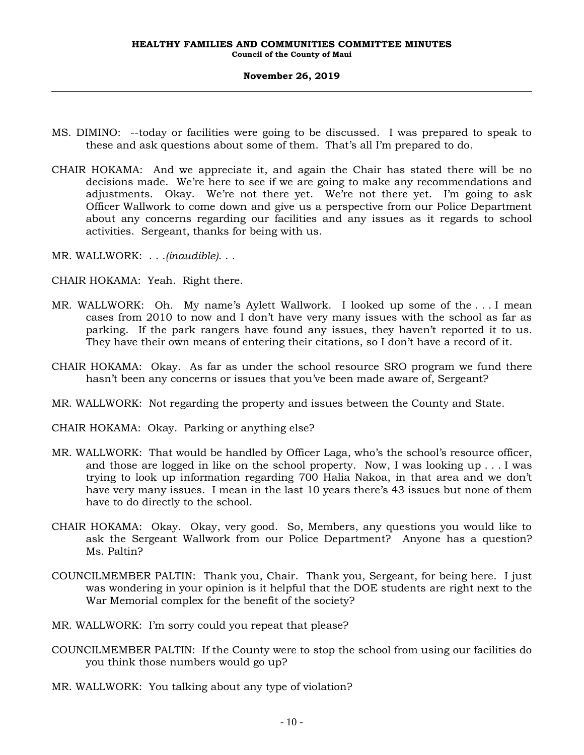MS. DIMINO: --today or facilities were going to be discussed. I was prepared to speak to these and ask questions about some of them. That's all I'm prepared to do.

CHAIR HOKAMA: And we appreciate it, and again the Chair has stated there will be no decisions made. We're here to see if we are going to make any recommendations and adjustments. Okay. We're not there yet. We're not there yet. I'm going to ask Officer Wallwork to come down and give us a perspective from our Police Department about any concerns regarding our facilities and any issues as it regards to school activities. Sergeant, thanks for being with us.

MR. WALLWORK: . . .*(inaudible)*. . .

CHAIR HOKAMA: Yeah. Right there.

MR. WALLWORK: Oh. My name's Aylett Wallwork. I looked up some of the . . . I mean cases from 2010 to now and I don't have very many issues with the school as far as parking. If the park rangers have found any issues, they haven't reported it to us. They have their own means of entering their citations, so I don't have a record of it.

CHAIR HOKAMA: Okay. As far as under the school resource SRO program we fund there hasn't been any concerns or issues that you've been made aware of, Sergeant?

MR. WALLWORK: Not regarding the property and issues between the County and State.

CHAIR HOKAMA: Okay. Parking or anything else?

MR. WALLWORK: That would be handled by Officer Laga, who's the school's resource officer, and those are logged in like on the school property. Now, I was looking up . . . I was trying to look up information regarding 700 Halia Nakoa, in that area and we don't have very many issues. I mean in the last 10 years there's 43 issues but none of them have to do directly to the school.

CHAIR HOKAMA: Okay. Okay, very good. So, Members, any questions you would like to ask the Sergeant Wallwork from our Police Department? Anyone has a question? Ms. Paltin?

COUNCILMEMBER PALTIN: Thank you, Chair. Thank you, Sergeant, for being here. I just was wondering in your opinion is it helpful that the DOE students are right next to the War Memorial complex for the benefit of the society?

MR. WALLWORK: I'm sorry could you repeat that please?

COUNCILMEMBER PALTIN: If the County were to stop the school from using our facilities do you think those numbers would go up?

MR. WALLWORK: You talking about any type of violation?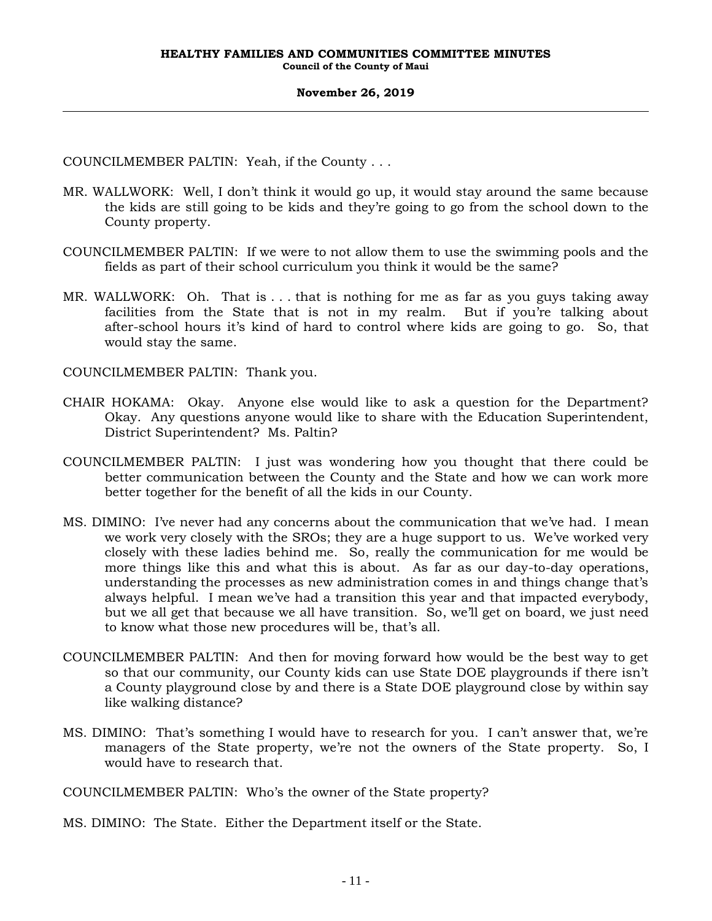COUNCILMEMBER PALTIN: Yeah, if the County . . .

MR. WALLWORK: Well, I don't think it would go up, it would stay around the same because the kids are still going to be kids and they're going to go from the school down to the County property.

COUNCILMEMBER PALTIN: If we were to not allow them to use the swimming pools and the fields as part of their school curriculum you think it would be the same?

MR. WALLWORK: Oh. That is . . . that is nothing for me as far as you guys taking away facilities from the State that is not in my realm. But if you're talking about after-school hours it's kind of hard to control where kids are going to go. So, that would stay the same.

COUNCILMEMBER PALTIN: Thank you.

CHAIR HOKAMA: Okay. Anyone else would like to ask a question for the Department? Okay. Any questions anyone would like to share with the Education Superintendent, District Superintendent? Ms. Paltin?

COUNCILMEMBER PALTIN: I just was wondering how you thought that there could be better communication between the County and the State and how we can work more better together for the benefit of all the kids in our County.

MS. DIMINO: I've never had any concerns about the communication that we've had. I mean we work very closely with the SROs; they are a huge support to us. We've worked very closely with these ladies behind me. So, really the communication for me would be more things like this and what this is about. As far as our day-to-day operations, understanding the processes as new administration comes in and things change that's always helpful. I mean we've had a transition this year and that impacted everybody, but we all get that because we all have transition. So, we'll get on board, we just need to know what those new procedures will be, that's all.

COUNCILMEMBER PALTIN: And then for moving forward how would be the best way to get so that our community, our County kids can use State DOE playgrounds if there isn't a County playground close by and there is a State DOE playground close by within say like walking distance?

MS. DIMINO: That's something I would have to research for you. I can't answer that, we're managers of the State property, we're not the owners of the State property. So, I would have to research that.

COUNCILMEMBER PALTIN: Who's the owner of the State property?

MS. DIMINO: The State. Either the Department itself or the State.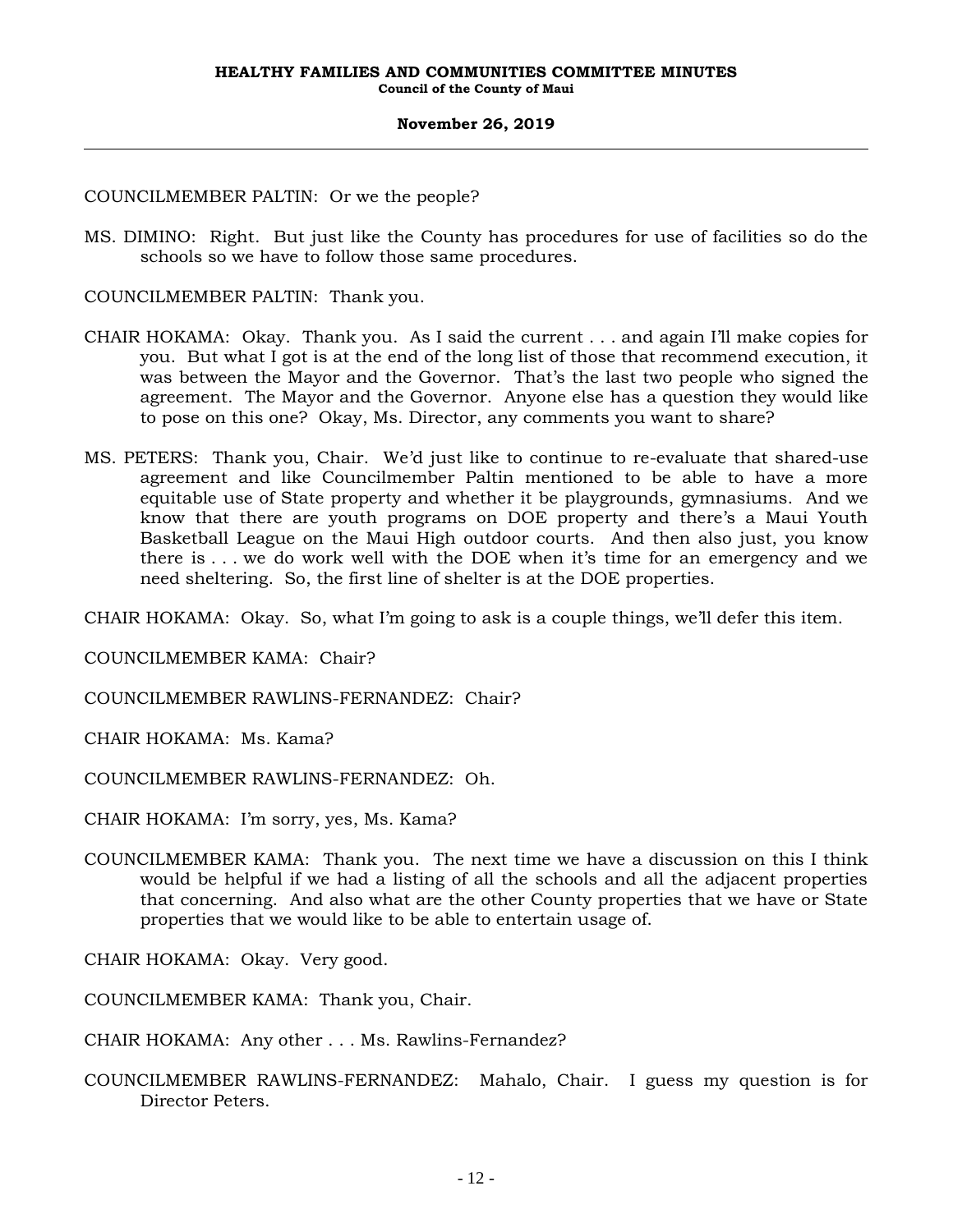COUNCILMEMBER PALTIN: Or we the people?

MS. DIMINO: Right. But just like the County has procedures for use of facilities so do the schools so we have to follow those same procedures.

COUNCILMEMBER PALTIN: Thank you.

CHAIR HOKAMA: Okay. Thank you. As I said the current . . . and again I'll make copies for you. But what I got is at the end of the long list of those that recommend execution, it was between the Mayor and the Governor. That's the last two people who signed the agreement. The Mayor and the Governor. Anyone else has a question they would like to pose on this one? Okay, Ms. Director, any comments you want to share?

MS. PETERS: Thank you, Chair. We'd just like to continue to re-evaluate that shared-use agreement and like Councilmember Paltin mentioned to be able to have a more equitable use of State property and whether it be playgrounds, gymnasiums. And we know that there are youth programs on DOE property and there's a Maui Youth Basketball League on the Maui High outdoor courts. And then also just, you know there is . . . we do work well with the DOE when it's time for an emergency and we need sheltering. So, the first line of shelter is at the DOE properties.

CHAIR HOKAMA: Okay. So, what I'm going to ask is a couple things, we'll defer this item.

COUNCILMEMBER KAMA: Chair?

COUNCILMEMBER RAWLINS-FERNANDEZ: Chair?

CHAIR HOKAMA: Ms. Kama?

COUNCILMEMBER RAWLINS-FERNANDEZ: Oh.

CHAIR HOKAMA: I'm sorry, yes, Ms. Kama?

COUNCILMEMBER KAMA: Thank you. The next time we have a discussion on this I think would be helpful if we had a listing of all the schools and all the adjacent properties that concerning. And also what are the other County properties that we have or State properties that we would like to be able to entertain usage of.

CHAIR HOKAMA: Okay. Very good.

COUNCILMEMBER KAMA: Thank you, Chair.

CHAIR HOKAMA: Any other . . . Ms. Rawlins-Fernandez?

COUNCILMEMBER RAWLINS-FERNANDEZ: Mahalo, Chair. I guess my question is for Director Peters.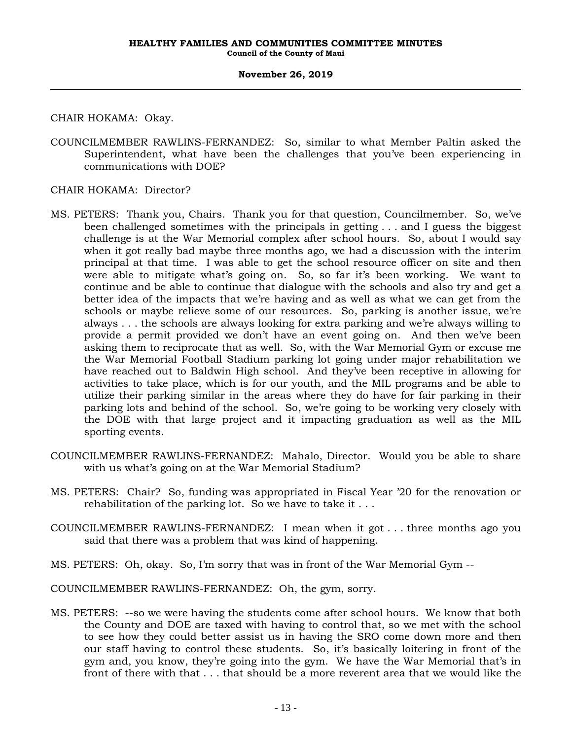CHAIR HOKAMA: Okay.

COUNCILMEMBER RAWLINS-FERNANDEZ: So, similar to what Member Paltin asked the Superintendent, what have been the challenges that you've been experiencing in communications with DOE?

CHAIR HOKAMA: Director?

MS. PETERS: Thank you, Chairs. Thank you for that question, Councilmember. So, we've been challenged sometimes with the principals in getting . . . and I guess the biggest challenge is at the War Memorial complex after school hours. So, about I would say when it got really bad maybe three months ago, we had a discussion with the interim principal at that time. I was able to get the school resource officer on site and then were able to mitigate what's going on. So, so far it's been working. We want to continue and be able to continue that dialogue with the schools and also try and get a better idea of the impacts that we're having and as well as what we can get from the schools or maybe relieve some of our resources. So, parking is another issue, we're always . . . the schools are always looking for extra parking and we're always willing to provide a permit provided we don't have an event going on. And then we've been asking them to reciprocate that as well. So, with the War Memorial Gym or excuse me the War Memorial Football Stadium parking lot going under major rehabilitation we have reached out to Baldwin High school. And they've been receptive in allowing for activities to take place, which is for our youth, and the MIL programs and be able to utilize their parking similar in the areas where they do have for fair parking in their parking lots and behind of the school. So, we're going to be working very closely with the DOE with that large project and it impacting graduation as well as the MIL sporting events.

COUNCILMEMBER RAWLINS-FERNANDEZ: Mahalo, Director. Would you be able to share with us what's going on at the War Memorial Stadium?

MS. PETERS: Chair? So, funding was appropriated in Fiscal Year '20 for the renovation or rehabilitation of the parking lot. So we have to take it . . .

COUNCILMEMBER RAWLINS-FERNANDEZ: I mean when it got . . . three months ago you said that there was a problem that was kind of happening.

MS. PETERS: Oh, okay. So, I'm sorry that was in front of the War Memorial Gym --

COUNCILMEMBER RAWLINS-FERNANDEZ: Oh, the gym, sorry.

MS. PETERS: --so we were having the students come after school hours. We know that both the County and DOE are taxed with having to control that, so we met with the school to see how they could better assist us in having the SRO come down more and then our staff having to control these students. So, it's basically loitering in front of the gym and, you know, they're going into the gym. We have the War Memorial that's in front of there with that . . . that should be a more reverent area that we would like the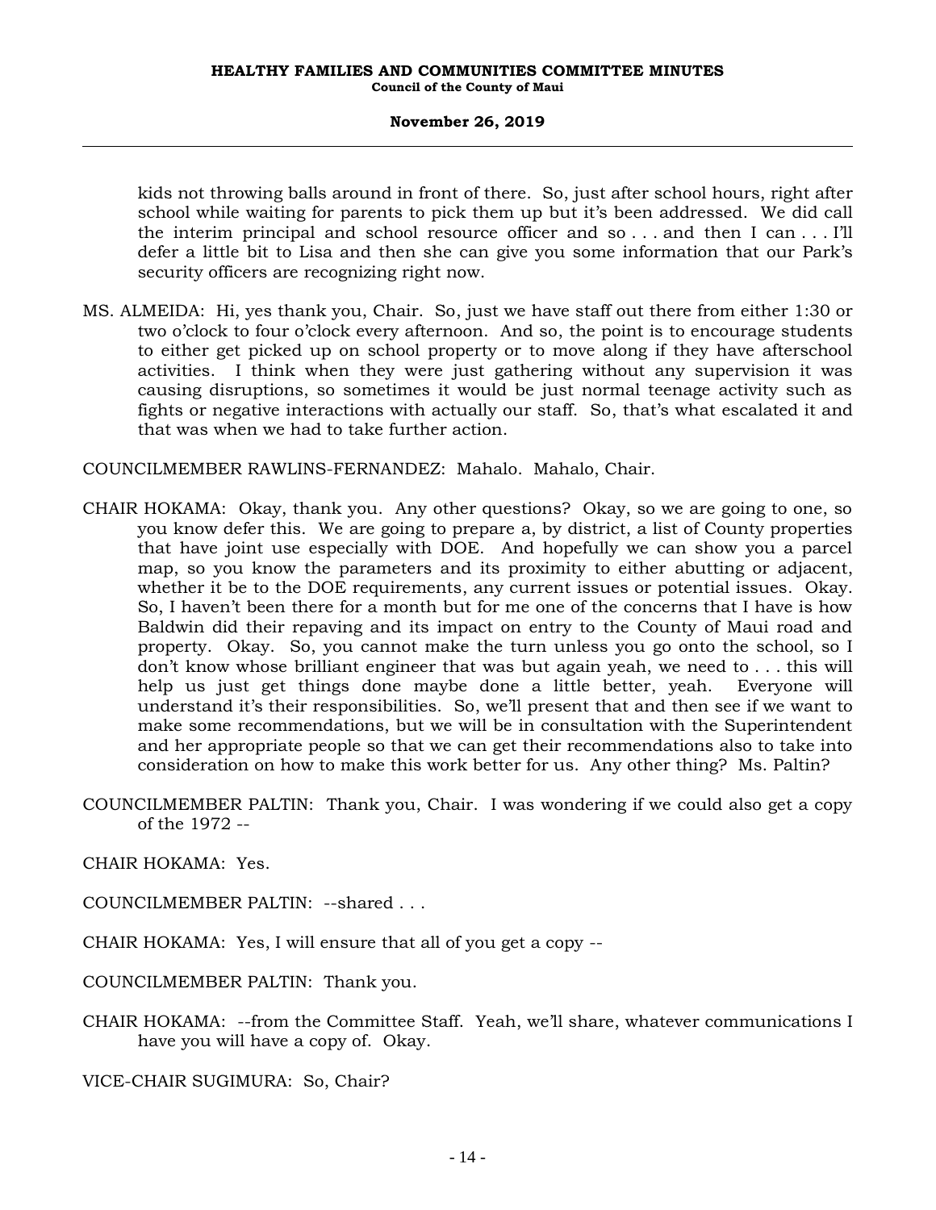kids not throwing balls around in front of there. So, just after school hours, right after school while waiting for parents to pick them up but it's been addressed. We did call the interim principal and school resource officer and so . . . and then I can . . . I'll defer a little bit to Lisa and then she can give you some information that our Park's security officers are recognizing right now.

MS. ALMEIDA: Hi, yes thank you, Chair. So, just we have staff out there from either 1:30 or two o'clock to four o'clock every afternoon. And so, the point is to encourage students to either get picked up on school property or to move along if they have afterschool activities. I think when they were just gathering without any supervision it was causing disruptions, so sometimes it would be just normal teenage activity such as fights or negative interactions with actually our staff. So, that's what escalated it and that was when we had to take further action.

COUNCILMEMBER RAWLINS-FERNANDEZ: Mahalo. Mahalo, Chair.

CHAIR HOKAMA: Okay, thank you. Any other questions? Okay, so we are going to one, so you know defer this. We are going to prepare a, by district, a list of County properties that have joint use especially with DOE. And hopefully we can show you a parcel map, so you know the parameters and its proximity to either abutting or adjacent, whether it be to the DOE requirements, any current issues or potential issues. Okay. So, I haven't been there for a month but for me one of the concerns that I have is how Baldwin did their repaving and its impact on entry to the County of Maui road and property. Okay. So, you cannot make the turn unless you go onto the school, so I don't know whose brilliant engineer that was but again yeah, we need to . . . this will help us just get things done maybe done a little better, yeah. Everyone will understand it's their responsibilities. So, we'll present that and then see if we want to make some recommendations, but we will be in consultation with the Superintendent and her appropriate people so that we can get their recommendations also to take into consideration on how to make this work better for us. Any other thing? Ms. Paltin?

COUNCILMEMBER PALTIN: Thank you, Chair. I was wondering if we could also get a copy of the 1972 --

CHAIR HOKAMA: Yes.

COUNCILMEMBER PALTIN: --shared . . .

CHAIR HOKAMA: Yes, I will ensure that all of you get a copy --

COUNCILMEMBER PALTIN: Thank you.

CHAIR HOKAMA: --from the Committee Staff. Yeah, we'll share, whatever communications I have you will have a copy of. Okay.

VICE-CHAIR SUGIMURA: So, Chair?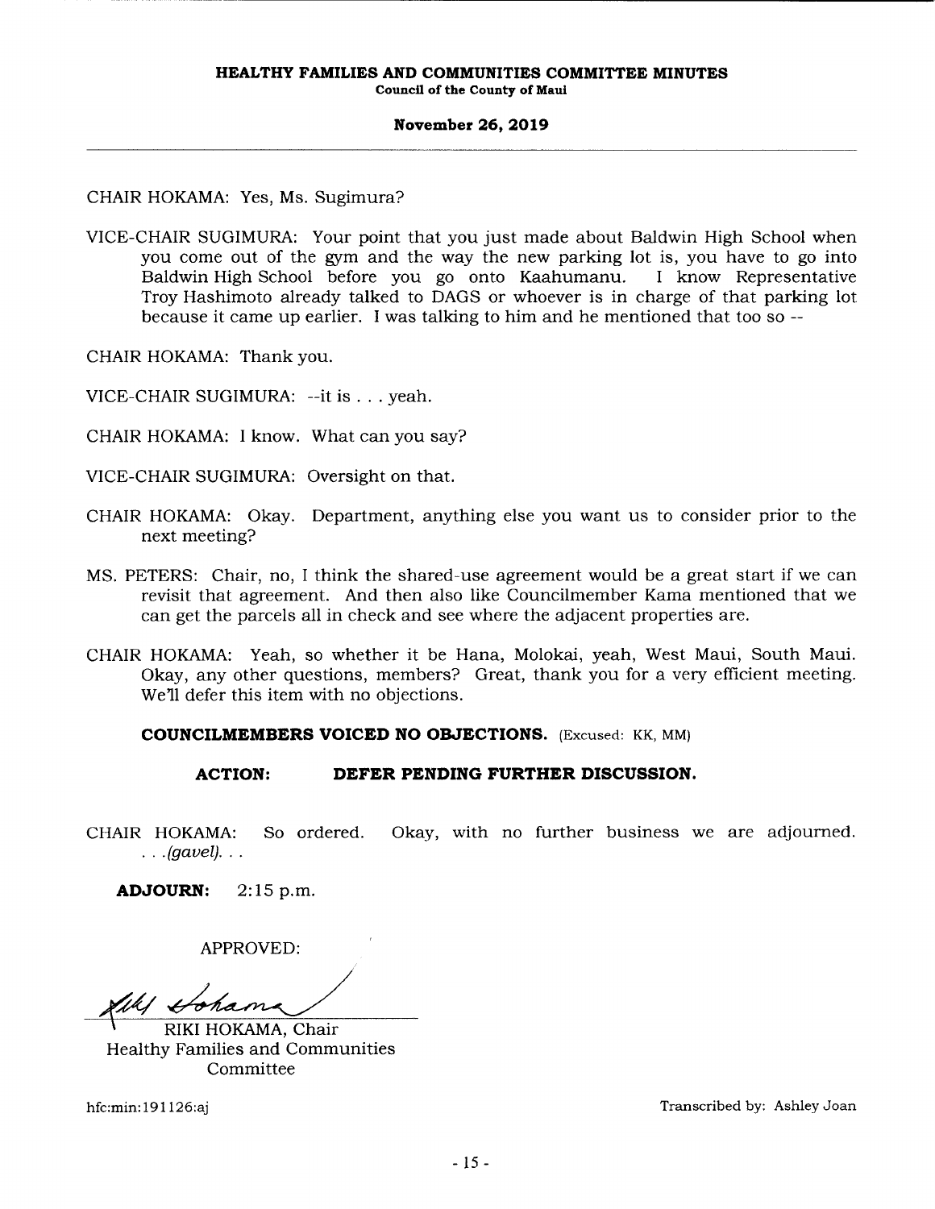CHAIR HOKAMA: Yes, Ms. Sugimura?

VICE-CHAIR SUGIMURA: Your point that you just made about Baldwin High School when you come out of the gym and the way the new parking lot is, you have to go into Baldwin High School before you go onto Kaahumanu. I know Representative Troy Hashimoto already talked to DAGS or whoever is in charge of that parking lot because it came up earlier. I was talking to him and he mentioned that too so --

CHAIR HOKAMA: Thank you.

VICE-CHAIR SUGIMURA: --it is . . . yeah.

CHAIR HOKAMA: I know. What can you say?

VICE-CHAIR SUGIMURA: Oversight on that.

CHAIR HOKAMA: Okay. Department, anything else you want us to consider prior to the next meeting?

MS. PETERS: Chair, no, I think the shared-use agreement would be a great start if we can revisit that agreement. And then also like Councilmember Kama mentioned that we can get the parcels all in check and see where the adjacent properties are.

CHAIR HOKAMA: Yeah, so whether it be Hana, Molokai, yeah, West Maui, South Maui. Okay, any other questions, members? Great, thank you for a very efficient meeting. We'll defer this item with no objections.

**COUNCILMEMBERS VOICED NO OBJECTIONS.** (Excused: KK, MM)

**ACTION: DEFER PENDING FURTHER DISCUSSION.**

CHAIR HOKAMA: So ordered. Okay, with no further business we are adjourned. . . .*(gavel)*. . .

**ADJOURN:** 2:15 p.m.

APPROVED:

RIKI HOKAMA, Chair
Healthy Families and Communities Committee

hfc:min:191126:aj

Transcribed by: Ashley Joan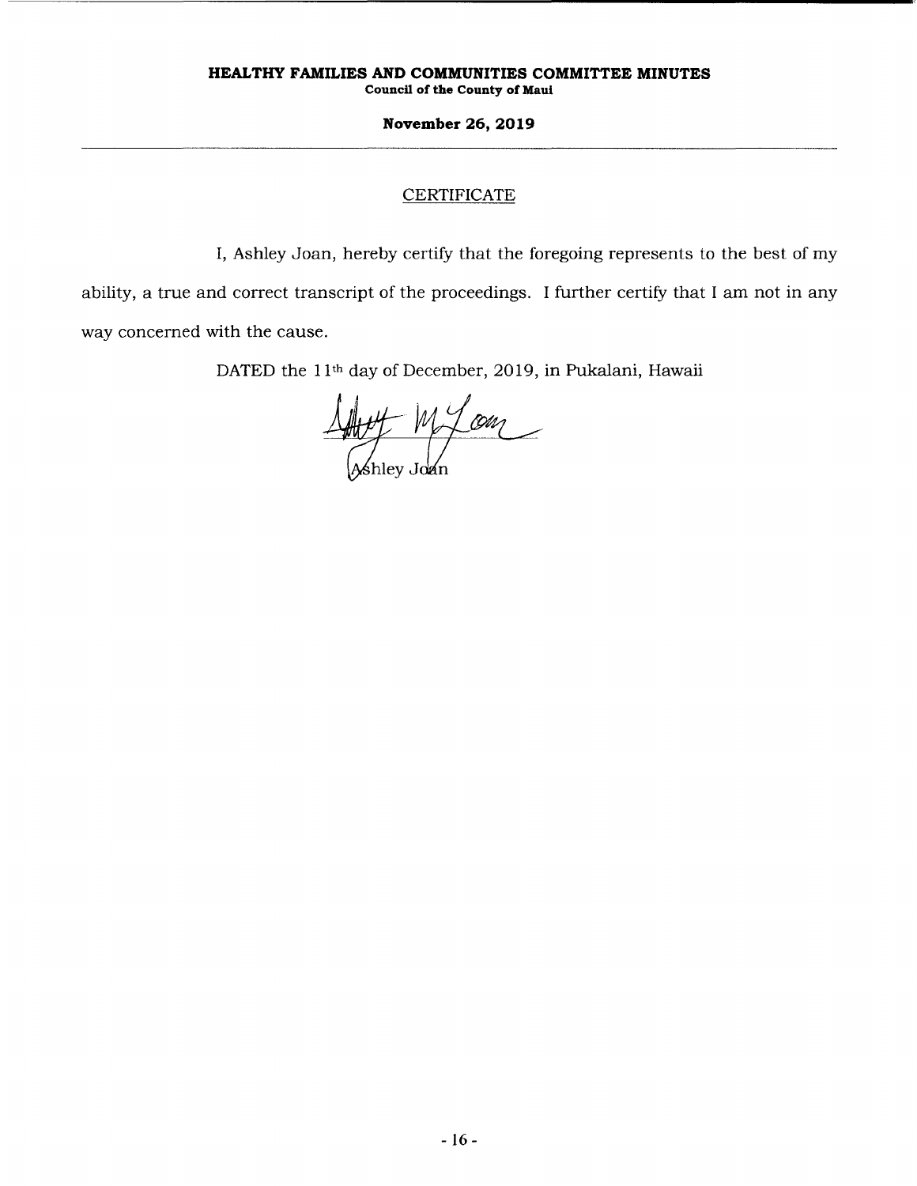CERTIFICATE

I, Ashley Joan, hereby certify that the foregoing represents to the best of my ability, a true and correct transcript of the proceedings. I further certify that I am not in any way concerned with the cause.

DATED the 11th day of December, 2019, in Pukalani, Hawaii

Ashley Joan